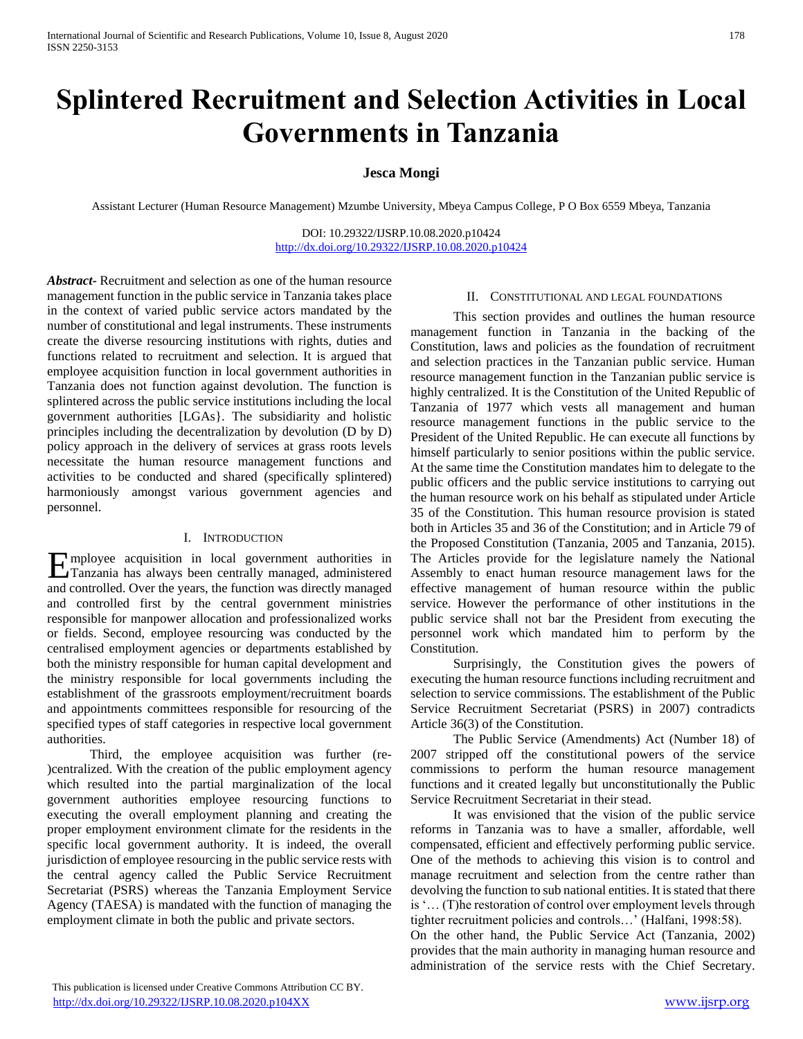# Splintered Recruitment and Selection Activities in Local Governments in Tanzania

**Jesca Mongi**

Assistant Lecturer (Human Resource Management) Mzumbe University, Mbeya Campus College, P O Box 6559 Mbeya, Tanzania

DOI: 10.29322/IJSRP.10.08.2020.p10424
http://dx.doi.org/10.29322/IJSRP.10.08.2020.p10424

***Abstract*-** Recruitment and selection as one of the human resource management function in the public service in Tanzania takes place in the context of varied public service actors mandated by the number of constitutional and legal instruments. These instruments create the diverse resourcing institutions with rights, duties and functions related to recruitment and selection. It is argued that employee acquisition function in local government authorities in Tanzania does not function against devolution. The function is splintered across the public service institutions including the local government authorities [LGAs}. The subsidiarity and holistic principles including the decentralization by devolution (D by D) policy approach in the delivery of services at grass roots levels necessitate the human resource management functions and activities to be conducted and shared (specifically splintered) harmoniously amongst various government agencies and personnel.

## I. Introduction

Employee acquisition in local government authorities in Tanzania has always been centrally managed, administered and controlled. Over the years, the function was directly managed and controlled first by the central government ministries responsible for manpower allocation and professionalized works or fields. Second, employee resourcing was conducted by the centralised employment agencies or departments established by both the ministry responsible for human capital development and the ministry responsible for local governments including the establishment of the grassroots employment/recruitment boards and appointments committees responsible for resourcing of the specified types of staff categories in respective local government authorities.

Third, the employee acquisition was further (re-)centralized. With the creation of the public employment agency which resulted into the partial marginalization of the local government authorities employee resourcing functions to executing the overall employment planning and creating the proper employment environment climate for the residents in the specific local government authority. It is indeed, the overall jurisdiction of employee resourcing in the public service rests with the central agency called the Public Service Recruitment Secretariat (PSRS) whereas the Tanzania Employment Service Agency (TAESA) is mandated with the function of managing the employment climate in both the public and private sectors.

## II. Constitutional and Legal Foundations

This section provides and outlines the human resource management function in Tanzania in the backing of the Constitution, laws and policies as the foundation of recruitment and selection practices in the Tanzanian public service. Human resource management function in the Tanzanian public service is highly centralized. It is the Constitution of the United Republic of Tanzania of 1977 which vests all management and human resource management functions in the public service to the President of the United Republic. He can execute all functions by himself particularly to senior positions within the public service. At the same time the Constitution mandates him to delegate to the public officers and the public service institutions to carrying out the human resource work on his behalf as stipulated under Article 35 of the Constitution. This human resource provision is stated both in Articles 35 and 36 of the Constitution; and in Article 79 of the Proposed Constitution (Tanzania, 2005 and Tanzania, 2015). The Articles provide for the legislature namely the National Assembly to enact human resource management laws for the effective management of human resource within the public service. However the performance of other institutions in the public service shall not bar the President from executing the personnel work which mandated him to perform by the Constitution.

Surprisingly, the Constitution gives the powers of executing the human resource functions including recruitment and selection to service commissions. The establishment of the Public Service Recruitment Secretariat (PSRS) in 2007) contradicts Article 36(3) of the Constitution.

The Public Service (Amendments) Act (Number 18) of 2007 stripped off the constitutional powers of the service commissions to perform the human resource management functions and it created legally but unconstitutionally the Public Service Recruitment Secretariat in their stead.

It was envisioned that the vision of the public service reforms in Tanzania was to have a smaller, affordable, well compensated, efficient and effectively performing public service. One of the methods to achieving this vision is to control and manage recruitment and selection from the centre rather than devolving the function to sub national entities. It is stated that there is '… (T)he restoration of control over employment levels through tighter recruitment policies and controls…' (Halfani, 1998:58).

On the other hand, the Public Service Act (Tanzania, 2002) provides that the main authority in managing human resource and administration of the service rests with the Chief Secretary.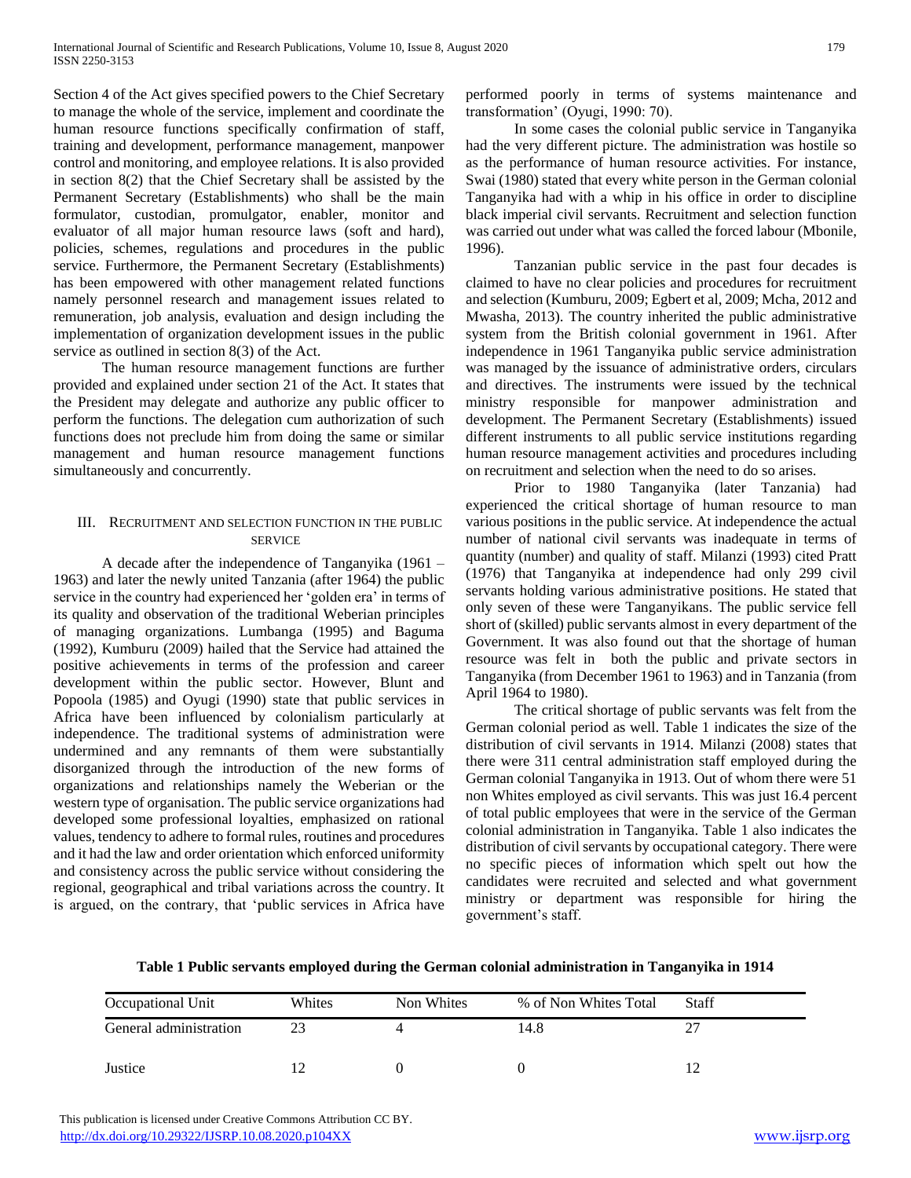Section 4 of the Act gives specified powers to the Chief Secretary to manage the whole of the service, implement and coordinate the human resource functions specifically confirmation of staff, training and development, performance management, manpower control and monitoring, and employee relations. It is also provided in section 8(2) that the Chief Secretary shall be assisted by the Permanent Secretary (Establishments) who shall be the main formulator, custodian, promulgator, enabler, monitor and evaluator of all major human resource laws (soft and hard), policies, schemes, regulations and procedures in the public service. Furthermore, the Permanent Secretary (Establishments) has been empowered with other management related functions namely personnel research and management issues related to remuneration, job analysis, evaluation and design including the implementation of organization development issues in the public service as outlined in section 8(3) of the Act.

The human resource management functions are further provided and explained under section 21 of the Act. It states that the President may delegate and authorize any public officer to perform the functions. The delegation cum authorization of such functions does not preclude him from doing the same or similar management and human resource management functions simultaneously and concurrently.

## III. Recruitment and Selection Function in the Public Service

A decade after the independence of Tanganyika (1961 – 1963) and later the newly united Tanzania (after 1964) the public service in the country had experienced her 'golden era' in terms of its quality and observation of the traditional Weberian principles of managing organizations. Lumbanga (1995) and Baguma (1992), Kumburu (2009) hailed that the Service had attained the positive achievements in terms of the profession and career development within the public sector. However, Blunt and Popoola (1985) and Oyugi (1990) state that public services in Africa have been influenced by colonialism particularly at independence. The traditional systems of administration were undermined and any remnants of them were substantially disorganized through the introduction of the new forms of organizations and relationships namely the Weberian or the western type of organisation. The public service organizations had developed some professional loyalties, emphasized on rational values, tendency to adhere to formal rules, routines and procedures and it had the law and order orientation which enforced uniformity and consistency across the public service without considering the regional, geographical and tribal variations across the country. It is argued, on the contrary, that 'public services in Africa have performed poorly in terms of systems maintenance and transformation' (Oyugi, 1990: 70).

In some cases the colonial public service in Tanganyika had the very different picture. The administration was hostile so as the performance of human resource activities. For instance, Swai (1980) stated that every white person in the German colonial Tanganyika had with a whip in his office in order to discipline black imperial civil servants. Recruitment and selection function was carried out under what was called the forced labour (Mbonile, 1996).

Tanzanian public service in the past four decades is claimed to have no clear policies and procedures for recruitment and selection (Kumburu, 2009; Egbert et al, 2009; Mcha, 2012 and Mwasha, 2013). The country inherited the public administrative system from the British colonial government in 1961. After independence in 1961 Tanganyika public service administration was managed by the issuance of administrative orders, circulars and directives. The instruments were issued by the technical ministry responsible for manpower administration and development. The Permanent Secretary (Establishments) issued different instruments to all public service institutions regarding human resource management activities and procedures including on recruitment and selection when the need to do so arises.

Prior to 1980 Tanganyika (later Tanzania) had experienced the critical shortage of human resource to man various positions in the public service. At independence the actual number of national civil servants was inadequate in terms of quantity (number) and quality of staff. Milanzi (1993) cited Pratt (1976) that Tanganyika at independence had only 299 civil servants holding various administrative positions. He stated that only seven of these were Tanganyikans. The public service fell short of (skilled) public servants almost in every department of the Government. It was also found out that the shortage of human resource was felt in both the public and private sectors in Tanganyika (from December 1961 to 1963) and in Tanzania (from April 1964 to 1980).

The critical shortage of public servants was felt from the German colonial period as well. Table 1 indicates the size of the distribution of civil servants in 1914. Milanzi (2008) states that there were 311 central administration staff employed during the German colonial Tanganyika in 1913. Out of whom there were 51 non Whites employed as civil servants. This was just 16.4 percent of total public employees that were in the service of the German colonial administration in Tanganyika. Table 1 also indicates the distribution of civil servants by occupational category. There were no specific pieces of information which spelt out how the candidates were recruited and selected and what government ministry or department was responsible for hiring the government's staff.

**Table 1 Public servants employed during the German colonial administration in Tanganyika in 1914**

| Occupational Unit | Whites | Non Whites | % of Non Whites Total | Staff |
|---|---|---|---|---|
| General administration | 23 | 4 | 14.8 | 27 |
| Justice | 12 | 0 | 0 | 12 |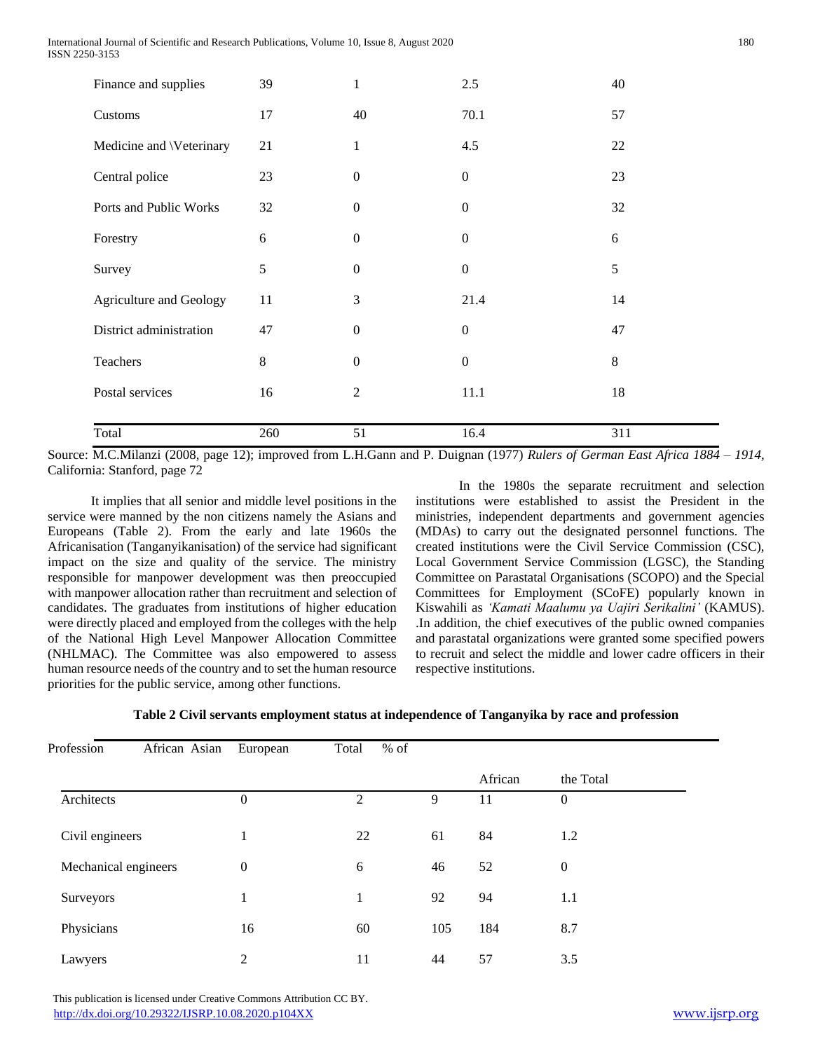| | | | | |
|---|---|---|---|---|
| Finance and supplies | 39 | 1 | 2.5 | 40 |
| Customs | 17 | 40 | 70.1 | 57 |
| Medicine and \Veterinary | 21 | 1 | 4.5 | 22 |
| Central police | 23 | 0 | 0 | 23 |
| Ports and Public Works | 32 | 0 | 0 | 32 |
| Forestry | 6 | 0 | 0 | 6 |
| Survey | 5 | 0 | 0 | 5 |
| Agriculture and Geology | 11 | 3 | 21.4 | 14 |
| District administration | 47 | 0 | 0 | 47 |
| Teachers | 8 | 0 | 0 | 8 |
| Postal services | 16 | 2 | 11.1 | 18 |
| Total | 260 | 51 | 16.4 | 311 |

Source: M.C.Milanzi (2008, page 12); improved from L.H.Gann and P. Duignan (1977) *Rulers of German East Africa 1884 – 1914*, California: Stanford, page 72

It implies that all senior and middle level positions in the service were manned by the non citizens namely the Asians and Europeans (Table 2). From the early and late 1960s the Africanisation (Tanganyikanisation) of the service had significant impact on the size and quality of the service. The ministry responsible for manpower development was then preoccupied with manpower allocation rather than recruitment and selection of candidates. The graduates from institutions of higher education were directly placed and employed from the colleges with the help of the National High Level Manpower Allocation Committee (NHLMAC). The Committee was also empowered to assess human resource needs of the country and to set the human resource priorities for the public service, among other functions.

In the 1980s the separate recruitment and selection institutions were established to assist the President in the ministries, independent departments and government agencies (MDAs) to carry out the designated personnel functions. The created institutions were the Civil Service Commission (CSC), Local Government Service Commission (LGSC), the Standing Committee on Parastatal Organisations (SCOPO) and the Special Committees for Employment (SCoFE) popularly known in Kiswahili as *'Kamati Maalumu ya Uajiri Serikalini'* (KAMUS). .In addition, the chief executives of the public owned companies and parastatal organizations were granted some specified powers to recruit and select the middle and lower cadre officers in their respective institutions.

**Table 2 Civil servants employment status at independence of Tanganyika by race and profession**

| Profession | African | Asian | European | Total | % of African the Total |
|---|---|---|---|---|---|
| Architects | 0 | 2 | 9 | 11 | 0 |
| Civil engineers | 1 | 22 | 61 | 84 | 1.2 |
| Mechanical engineers | 0 | 6 | 46 | 52 | 0 |
| Surveyors | 1 | 1 | 92 | 94 | 1.1 |
| Physicians | 16 | 60 | 105 | 184 | 8.7 |
| Lawyers | 2 | 11 | 44 | 57 | 3.5 |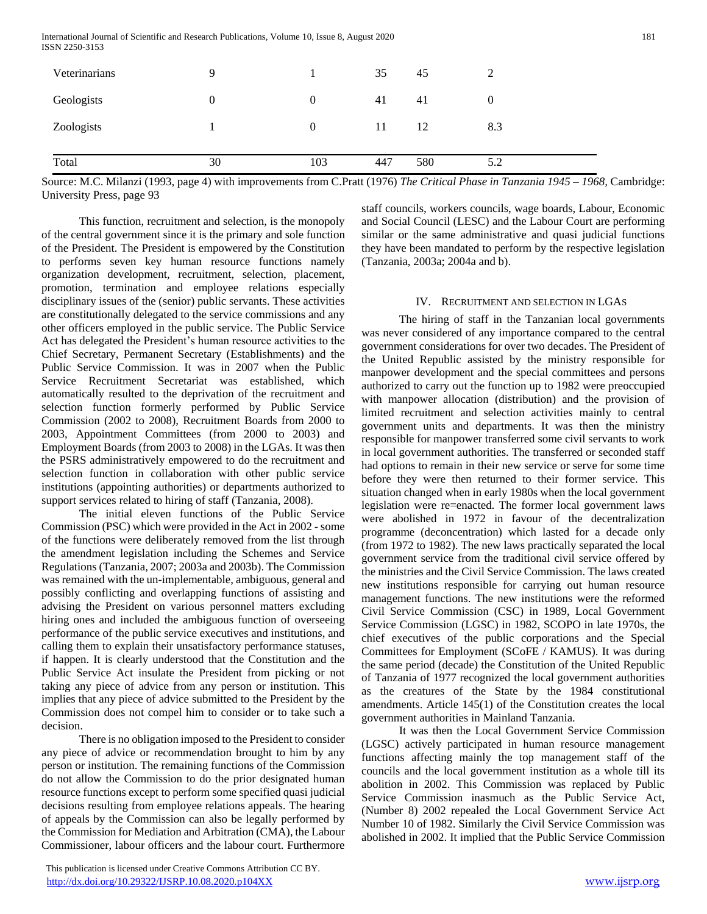| | | | | | |
|---|---|---|---|---|---|
| Veterinarians | 9 | 1 | 35 | 45 | 2 |
| Geologists | 0 | 0 | 41 | 41 | 0 |
| Zoologists | 1 | 0 | 11 | 12 | 8.3 |
| Total | 30 | 103 | 447 | 580 | 5.2 |

Source: M.C. Milanzi (1993, page 4) with improvements from C.Pratt (1976) *The Critical Phase in Tanzania 1945 – 1968*, Cambridge: University Press, page 93

This function, recruitment and selection, is the monopoly of the central government since it is the primary and sole function of the President. The President is empowered by the Constitution to performs seven key human resource functions namely organization development, recruitment, selection, placement, promotion, termination and employee relations especially disciplinary issues of the (senior) public servants. These activities are constitutionally delegated to the service commissions and any other officers employed in the public service. The Public Service Act has delegated the President's human resource activities to the Chief Secretary, Permanent Secretary (Establishments) and the Public Service Commission. It was in 2007 when the Public Service Recruitment Secretariat was established, which automatically resulted to the deprivation of the recruitment and selection function formerly performed by Public Service Commission (2002 to 2008), Recruitment Boards from 2000 to 2003, Appointment Committees (from 2000 to 2003) and Employment Boards (from 2003 to 2008) in the LGAs. It was then the PSRS administratively empowered to do the recruitment and selection function in collaboration with other public service institutions (appointing authorities) or departments authorized to support services related to hiring of staff (Tanzania, 2008).

The initial eleven functions of the Public Service Commission (PSC) which were provided in the Act in 2002 - some of the functions were deliberately removed from the list through the amendment legislation including the Schemes and Service Regulations (Tanzania, 2007; 2003a and 2003b). The Commission was remained with the un-implementable, ambiguous, general and possibly conflicting and overlapping functions of assisting and advising the President on various personnel matters excluding hiring ones and included the ambiguous function of overseeing performance of the public service executives and institutions, and calling them to explain their unsatisfactory performance statuses, if happen. It is clearly understood that the Constitution and the Public Service Act insulate the President from picking or not taking any piece of advice from any person or institution. This implies that any piece of advice submitted to the President by the Commission does not compel him to consider or to take such a decision.

There is no obligation imposed to the President to consider any piece of advice or recommendation brought to him by any person or institution. The remaining functions of the Commission do not allow the Commission to do the prior designated human resource functions except to perform some specified quasi judicial decisions resulting from employee relations appeals. The hearing of appeals by the Commission can also be legally performed by the Commission for Mediation and Arbitration (CMA), the Labour Commissioner, labour officers and the labour court. Furthermore staff councils, workers councils, wage boards, Labour, Economic and Social Council (LESC) and the Labour Court are performing similar or the same administrative and quasi judicial functions they have been mandated to perform by the respective legislation (Tanzania, 2003a; 2004a and b).

## IV. Recruitment and Selection in LGAs

The hiring of staff in the Tanzanian local governments was never considered of any importance compared to the central government considerations for over two decades. The President of the United Republic assisted by the ministry responsible for manpower development and the special committees and persons authorized to carry out the function up to 1982 were preoccupied with manpower allocation (distribution) and the provision of limited recruitment and selection activities mainly to central government units and departments. It was then the ministry responsible for manpower transferred some civil servants to work in local government authorities. The transferred or seconded staff had options to remain in their new service or serve for some time before they were then returned to their former service. This situation changed when in early 1980s when the local government legislation were re=enacted. The former local government laws were abolished in 1972 in favour of the decentralization programme (deconcentration) which lasted for a decade only (from 1972 to 1982). The new laws practically separated the local government service from the traditional civil service offered by the ministries and the Civil Service Commission. The laws created new institutions responsible for carrying out human resource management functions. The new institutions were the reformed Civil Service Commission (CSC) in 1989, Local Government Service Commission (LGSC) in 1982, SCOPO in late 1970s, the chief executives of the public corporations and the Special Committees for Employment (SCoFE / KAMUS). It was during the same period (decade) the Constitution of the United Republic of Tanzania of 1977 recognized the local government authorities as the creatures of the State by the 1984 constitutional amendments. Article 145(1) of the Constitution creates the local government authorities in Mainland Tanzania.

It was then the Local Government Service Commission (LGSC) actively participated in human resource management functions affecting mainly the top management staff of the councils and the local government institution as a whole till its abolition in 2002. This Commission was replaced by Public Service Commission inasmuch as the Public Service Act, (Number 8) 2002 repealed the Local Government Service Act Number 10 of 1982. Similarly the Civil Service Commission was abolished in 2002. It implied that the Public Service Commission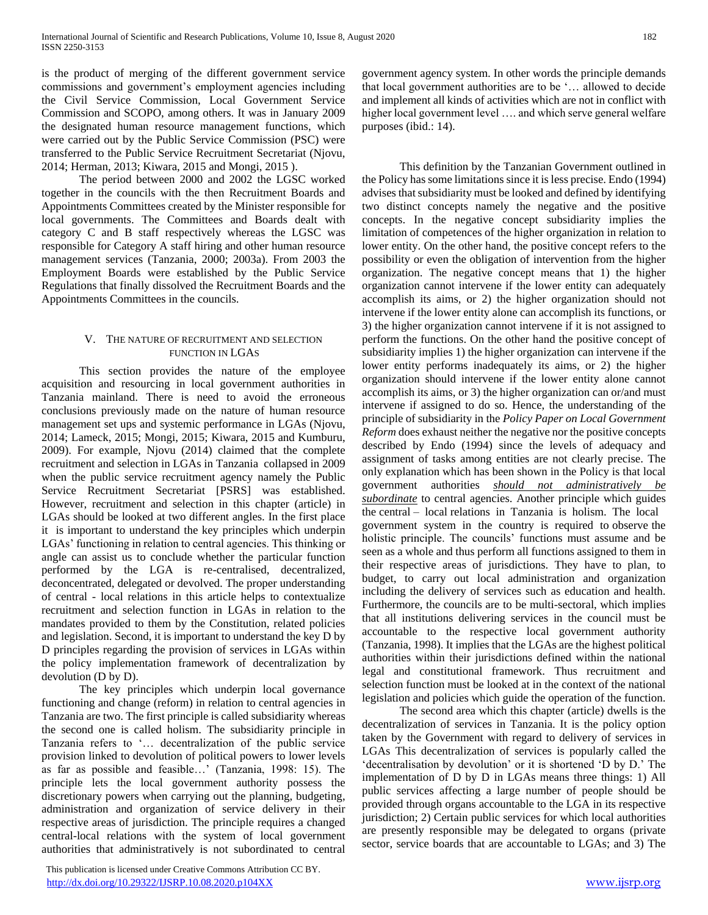is the product of merging of the different government service commissions and government's employment agencies including the Civil Service Commission, Local Government Service Commission and SCOPO, among others. It was in January 2009 the designated human resource management functions, which were carried out by the Public Service Commission (PSC) were transferred to the Public Service Recruitment Secretariat (Njovu, 2014; Herman, 2013; Kiwara, 2015 and Mongi, 2015 ).

The period between 2000 and 2002 the LGSC worked together in the councils with the then Recruitment Boards and Appointments Committees created by the Minister responsible for local governments. The Committees and Boards dealt with category C and B staff respectively whereas the LGSC was responsible for Category A staff hiring and other human resource management services (Tanzania, 2000; 2003a). From 2003 the Employment Boards were established by the Public Service Regulations that finally dissolved the Recruitment Boards and the Appointments Committees in the councils.

## V. The nature of recruitment and selection function in LGAs

This section provides the nature of the employee acquisition and resourcing in local government authorities in Tanzania mainland. There is need to avoid the erroneous conclusions previously made on the nature of human resource management set ups and systemic performance in LGAs (Njovu, 2014; Lameck, 2015; Mongi, 2015; Kiwara, 2015 and Kumburu, 2009). For example, Njovu (2014) claimed that the complete recruitment and selection in LGAs in Tanzania collapsed in 2009 when the public service recruitment agency namely the Public Service Recruitment Secretariat [PSRS] was established. However, recruitment and selection in this chapter (article) in LGAs should be looked at two different angles. In the first place it is important to understand the key principles which underpin LGAs' functioning in relation to central agencies. This thinking or angle can assist us to conclude whether the particular function performed by the LGA is re-centralised, decentralized, deconcentrated, delegated or devolved. The proper understanding of central - local relations in this article helps to contextualize recruitment and selection function in LGAs in relation to the mandates provided to them by the Constitution, related policies and legislation. Second, it is important to understand the key D by D principles regarding the provision of services in LGAs within the policy implementation framework of decentralization by devolution (D by D).

The key principles which underpin local governance functioning and change (reform) in relation to central agencies in Tanzania are two. The first principle is called subsidiarity whereas the second one is called holism. The subsidiarity principle in Tanzania refers to '… decentralization of the public service provision linked to devolution of political powers to lower levels as far as possible and feasible…' (Tanzania, 1998: 15). The principle lets the local government authority possess the discretionary powers when carrying out the planning, budgeting, administration and organization of service delivery in their respective areas of jurisdiction. The principle requires a changed central-local relations with the system of local government authorities that administratively is not subordinated to central government agency system. In other words the principle demands that local government authorities are to be '… allowed to decide and implement all kinds of activities which are not in conflict with higher local government level …. and which serve general welfare purposes (ibid.: 14).

This definition by the Tanzanian Government outlined in the Policy has some limitations since it is less precise. Endo (1994) advises that subsidiarity must be looked and defined by identifying two distinct concepts namely the negative and the positive concepts. In the negative concept subsidiarity implies the limitation of competences of the higher organization in relation to lower entity. On the other hand, the positive concept refers to the possibility or even the obligation of intervention from the higher organization. The negative concept means that 1) the higher organization cannot intervene if the lower entity can adequately accomplish its aims, or 2) the higher organization should not intervene if the lower entity alone can accomplish its functions, or 3) the higher organization cannot intervene if it is not assigned to perform the functions. On the other hand the positive concept of subsidiarity implies 1) the higher organization can intervene if the lower entity performs inadequately its aims, or 2) the higher organization should intervene if the lower entity alone cannot accomplish its aims, or 3) the higher organization can or/and must intervene if assigned to do so. Hence, the understanding of the principle of subsidiarity in the *Policy Paper on Local Government Reform* does exhaust neither the negative nor the positive concepts described by Endo (1994) since the levels of adequacy and assignment of tasks among entities are not clearly precise. The only explanation which has been shown in the Policy is that local government authorities *should not administratively be subordinate* to central agencies. Another principle which guides the central – local relations in Tanzania is holism. The local government system in the country is required to observe the holistic principle. The councils' functions must assume and be seen as a whole and thus perform all functions assigned to them in their respective areas of jurisdictions. They have to plan, to budget, to carry out local administration and organization including the delivery of services such as education and health. Furthermore, the councils are to be multi-sectoral, which implies that all institutions delivering services in the council must be accountable to the respective local government authority (Tanzania, 1998). It implies that the LGAs are the highest political authorities within their jurisdictions defined within the national legal and constitutional framework. Thus recruitment and selection function must be looked at in the context of the national legislation and policies which guide the operation of the function.

The second area which this chapter (article) dwells is the decentralization of services in Tanzania. It is the policy option taken by the Government with regard to delivery of services in LGAs This decentralization of services is popularly called the 'decentralisation by devolution' or it is shortened 'D by D.' The implementation of D by D in LGAs means three things: 1) All public services affecting a large number of people should be provided through organs accountable to the LGA in its respective jurisdiction; 2) Certain public services for which local authorities are presently responsible may be delegated to organs (private sector, service boards that are accountable to LGAs; and 3) The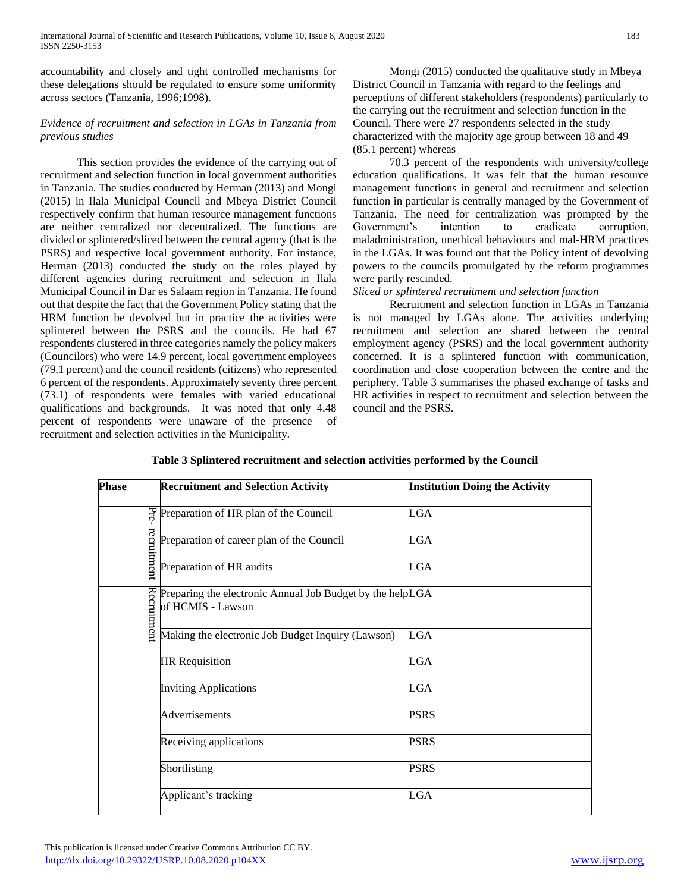accountability and closely and tight controlled mechanisms for these delegations should be regulated to ensure some uniformity across sectors (Tanzania, 1996;1998).

*Evidence of recruitment and selection in LGAs in Tanzania from previous studies*

This section provides the evidence of the carrying out of recruitment and selection function in local government authorities in Tanzania. The studies conducted by Herman (2013) and Mongi (2015) in Ilala Municipal Council and Mbeya District Council respectively confirm that human resource management functions are neither centralized nor decentralized. The functions are divided or splintered/sliced between the central agency (that is the PSRS) and respective local government authority. For instance, Herman (2013) conducted the study on the roles played by different agencies during recruitment and selection in Ilala Municipal Council in Dar es Salaam region in Tanzania. He found out that despite the fact that the Government Policy stating that the HRM function be devolved but in practice the activities were splintered between the PSRS and the councils. He had 67 respondents clustered in three categories namely the policy makers (Councilors) who were 14.9 percent, local government employees (79.1 percent) and the council residents (citizens) who represented 6 percent of the respondents. Approximately seventy three percent (73.1) of respondents were females with varied educational qualifications and backgrounds. It was noted that only 4.48 percent of respondents were unaware of the presence of recruitment and selection activities in the Municipality.

Mongi (2015) conducted the qualitative study in Mbeya District Council in Tanzania with regard to the feelings and perceptions of different stakeholders (respondents) particularly to the carrying out the recruitment and selection function in the Council. There were 27 respondents selected in the study characterized with the majority age group between 18 and 49 (85.1 percent) whereas

70.3 percent of the respondents with university/college education qualifications. It was felt that the human resource management functions in general and recruitment and selection function in particular is centrally managed by the Government of Tanzania. The need for centralization was prompted by the Government's intention to eradicate corruption, maladministration, unethical behaviours and mal-HRM practices in the LGAs. It was found out that the Policy intent of devolving powers to the councils promulgated by the reform programmes were partly rescinded.

*Sliced or splintered recruitment and selection function*

Recruitment and selection function in LGAs in Tanzania is not managed by LGAs alone. The activities underlying recruitment and selection are shared between the central employment agency (PSRS) and the local government authority concerned. It is a splintered function with communication, coordination and close cooperation between the centre and the periphery. Table 3 summarises the phased exchange of tasks and HR activities in respect to recruitment and selection between the council and the PSRS.

**Table 3 Splintered recruitment and selection activities performed by the Council**

| Phase | Recruitment and Selection Activity | Institution Doing the Activity |
|---|---|---|
| Pre- recruitment | Preparation of HR plan of the Council | LGA |
| | Preparation of career plan of the Council | LGA |
| | Preparation of HR audits | LGA |
| Recruitment | Preparing the electronic Annual Job Budget by the help of HCMIS - Lawson | LGA |
| | Making the electronic Job Budget Inquiry (Lawson) | LGA |
| | HR Requisition | LGA |
| | Inviting Applications | LGA |
| | Advertisements | PSRS |
| | Receiving applications | PSRS |
| | Shortlisting | PSRS |
| | Applicant's tracking | LGA |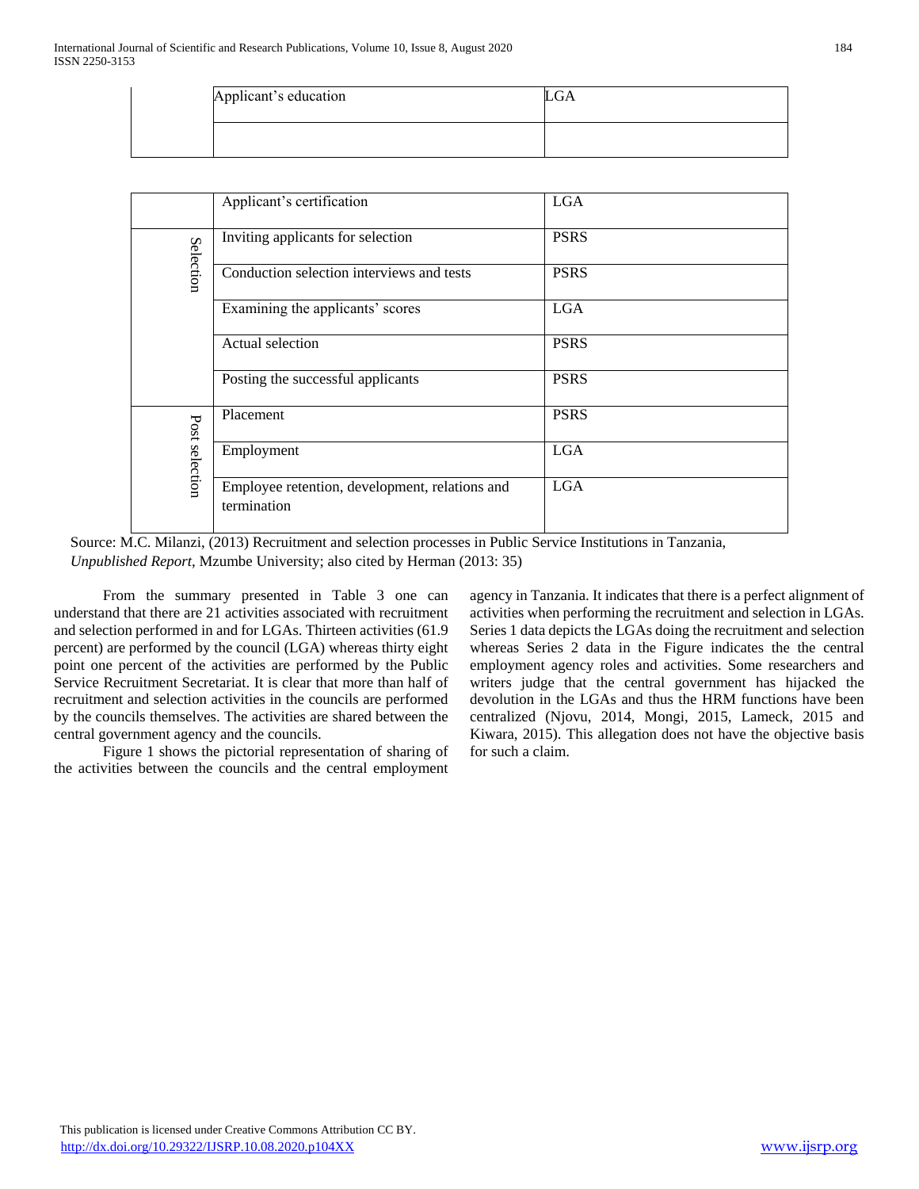| | | |
|---|---|---|
| | Applicant's education | LGA |
| | | |
| | Applicant's certification | LGA |
| Selection | Inviting applicants for selection | PSRS |
| | Conduction selection interviews and tests | PSRS |
| | Examining the applicants' scores | LGA |
| | Actual selection | PSRS |
| | Posting the successful applicants | PSRS |
| Post selection | Placement | PSRS |
| | Employment | LGA |
| | Employee retention, development, relations and termination | LGA |

Source: M.C. Milanzi, (2013) Recruitment and selection processes in Public Service Institutions in Tanzania, *Unpublished Report*, Mzumbe University; also cited by Herman (2013: 35)

From the summary presented in Table 3 one can understand that there are 21 activities associated with recruitment and selection performed in and for LGAs. Thirteen activities (61.9 percent) are performed by the council (LGA) whereas thirty eight point one percent of the activities are performed by the Public Service Recruitment Secretariat. It is clear that more than half of recruitment and selection activities in the councils are performed by the councils themselves. The activities are shared between the central government agency and the councils.

Figure 1 shows the pictorial representation of sharing of the activities between the councils and the central employment agency in Tanzania. It indicates that there is a perfect alignment of activities when performing the recruitment and selection in LGAs. Series 1 data depicts the LGAs doing the recruitment and selection whereas Series 2 data in the Figure indicates the the central employment agency roles and activities. Some researchers and writers judge that the central government has hijacked the devolution in the LGAs and thus the HRM functions have been centralized (Njovu, 2014, Mongi, 2015, Lameck, 2015 and Kiwara, 2015). This allegation does not have the objective basis for such a claim.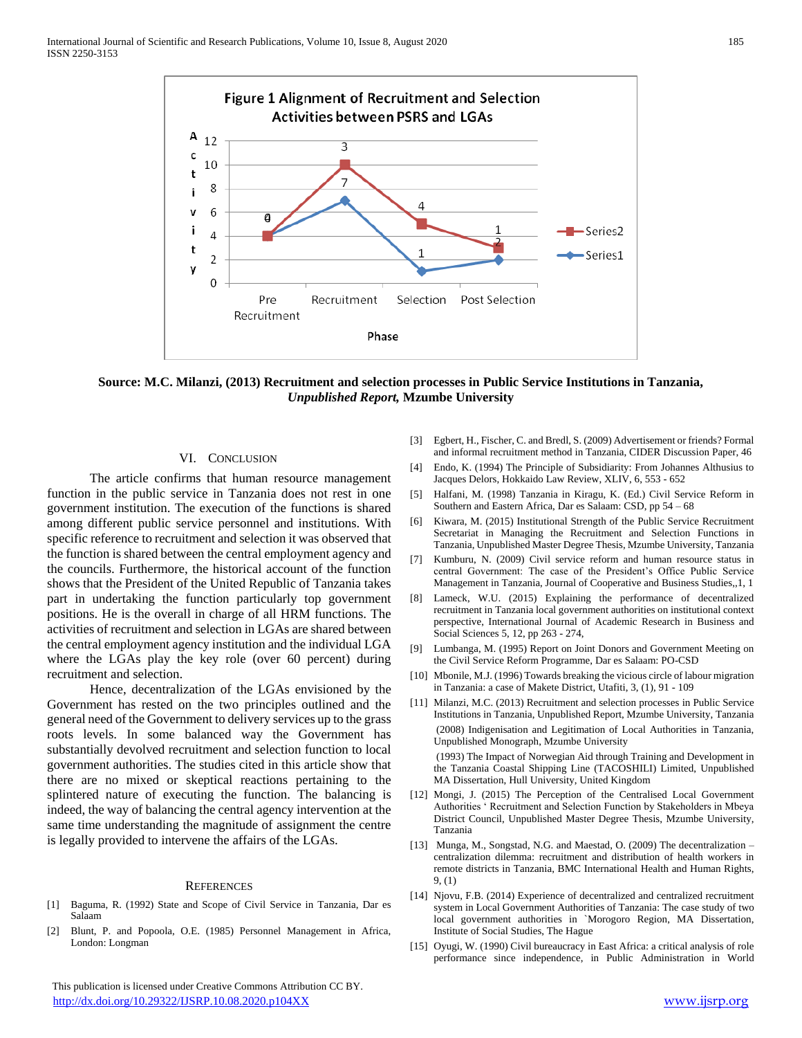Figure 1 Alignment of Recruitment and Selection Activities between PSRS and LGAs

Activity

12
10
8
6
4
2
0

3
7
4
4
4
1
1
2

Pre Recruitment
Recruitment
Selection
Post Selection

Phase

Series2
Series1

**Source: M.C. Milanzi, (2013) Recruitment and selection processes in Public Service Institutions in Tanzania, *Unpublished Report,* Mzumbe University**

## VI. Conclusion

The article confirms that human resource management function in the public service in Tanzania does not rest in one government institution. The execution of the functions is shared among different public service personnel and institutions. With specific reference to recruitment and selection it was observed that the function is shared between the central employment agency and the councils. Furthermore, the historical account of the function shows that the President of the United Republic of Tanzania takes part in undertaking the function particularly top government positions. He is the overall in charge of all HRM functions. The activities of recruitment and selection in LGAs are shared between the central employment agency institution and the individual LGA where the LGAs play the key role (over 60 percent) during recruitment and selection.

Hence, decentralization of the LGAs envisioned by the Government has rested on the two principles outlined and the general need of the Government to delivery services up to the grass roots levels. In some balanced way the Government has substantially devolved recruitment and selection function to local government authorities. The studies cited in this article show that there are no mixed or skeptical reactions pertaining to the splintered nature of executing the function. The balancing is indeed, the way of balancing the central agency intervention at the same time understanding the magnitude of assignment the centre is legally provided to intervene the affairs of the LGAs.

## References

[1] Baguma, R. (1992) State and Scope of Civil Service in Tanzania, Dar es Salaam

[2] Blunt, P. and Popoola, O.E. (1985) Personnel Management in Africa, London: Longman

[3] Egbert, H., Fischer, C. and Bredl, S. (2009) Advertisement or friends? Formal and informal recruitment method in Tanzania, CIDER Discussion Paper, 46

[4] Endo, K. (1994) The Principle of Subsidiarity: From Johannes Althusius to Jacques Delors, Hokkaido Law Review, XLIV, 6, 553 - 652

[5] Halfani, M. (1998) Tanzania in Kiragu, K. (Ed.) Civil Service Reform in Southern and Eastern Africa, Dar es Salaam: CSD, pp 54 – 68

[6] Kiwara, M. (2015) Institutional Strength of the Public Service Recruitment Secretariat in Managing the Recruitment and Selection Functions in Tanzania, Unpublished Master Degree Thesis, Mzumbe University, Tanzania

[7] Kumburu, N. (2009) Civil service reform and human resource status in central Government: The case of the President's Office Public Service Management in Tanzania, Journal of Cooperative and Business Studies,,1, 1

[8] Lameck, W.U. (2015) Explaining the performance of decentralized recruitment in Tanzania local government authorities on institutional context perspective, International Journal of Academic Research in Business and Social Sciences 5, 12, pp 263 - 274,

[9] Lumbanga, M. (1995) Report on Joint Donors and Government Meeting on the Civil Service Reform Programme, Dar es Salaam: PO-CSD

[10] Mbonile, M.J. (1996) Towards breaking the vicious circle of labour migration in Tanzania: a case of Makete District, Utafiti, 3, (1), 91 - 109

[11] Milanzi, M.C. (2013) Recruitment and selection processes in Public Service Institutions in Tanzania, Unpublished Report, Mzumbe University, Tanzania

(2008) Indigenisation and Legitimation of Local Authorities in Tanzania, Unpublished Monograph, Mzumbe University

(1993) The Impact of Norwegian Aid through Training and Development in the Tanzania Coastal Shipping Line (TACOSHILI) Limited, Unpublished MA Dissertation, Hull University, United Kingdom

[12] Mongi, J. (2015) The Perception of the Centralised Local Government Authorities ' Recruitment and Selection Function by Stakeholders in Mbeya District Council, Unpublished Master Degree Thesis, Mzumbe University, Tanzania

[13] Munga, M., Songstad, N.G. and Maestad, O. (2009) The decentralization – centralization dilemma: recruitment and distribution of health workers in remote districts in Tanzania, BMC International Health and Human Rights, 9, (1)

[14] Njovu, F.B. (2014) Experience of decentralized and centralized recruitment system in Local Government Authorities of Tanzania: The case study of two local government authorities in `Morogoro Region, MA Dissertation, Institute of Social Studies, The Hague

[15] Oyugi, W. (1990) Civil bureaucracy in East Africa: a critical analysis of role performance since independence, in Public Administration in World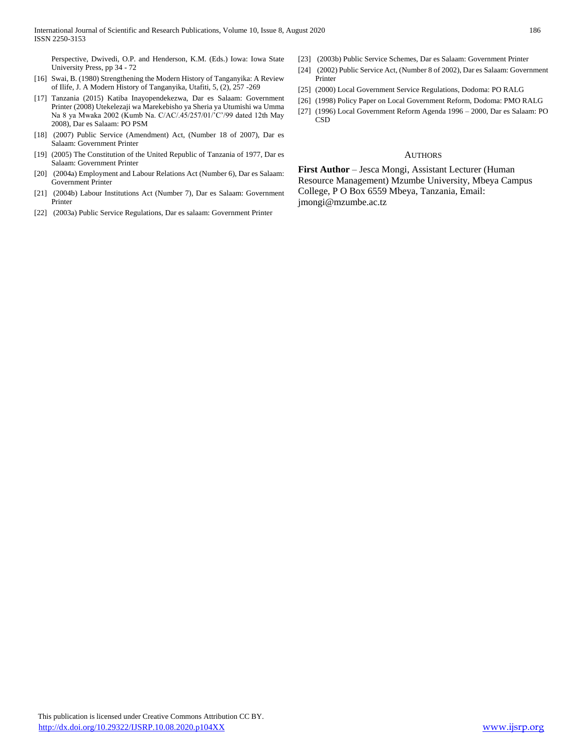Perspective, Dwivedi, O.P. and Henderson, K.M. (Eds.) Iowa: Iowa State University Press, pp 34 - 72

[16] Swai, B. (1980) Strengthening the Modern History of Tanganyika: A Review of Ilife, J. A Modern History of Tanganyika, Utafiti, 5, (2), 257 -269

[17] Tanzania (2015) Katiba Inayopendekezwa, Dar es Salaam: Government Printer (2008) Utekelezaji wa Marekebisho ya Sheria ya Utumishi wa Umma Na 8 ya Mwaka 2002 (Kumb Na. C/AC/.45/257/01/'C'/99 dated 12th May 2008), Dar es Salaam: PO PSM

[18] (2007) Public Service (Amendment) Act, (Number 18 of 2007), Dar es Salaam: Government Printer

[19] (2005) The Constitution of the United Republic of Tanzania of 1977, Dar es Salaam: Government Printer

[20] (2004a) Employment and Labour Relations Act (Number 6), Dar es Salaam: Government Printer

[21] (2004b) Labour Institutions Act (Number 7), Dar es Salaam: Government Printer

[22] (2003a) Public Service Regulations, Dar es salaam: Government Printer

[23] (2003b) Public Service Schemes, Dar es Salaam: Government Printer

[24] (2002) Public Service Act, (Number 8 of 2002), Dar es Salaam: Government Printer

[25] (2000) Local Government Service Regulations, Dodoma: PO RALG

[26] (1998) Policy Paper on Local Government Reform, Dodoma: PMO RALG

[27] (1996) Local Government Reform Agenda 1996 – 2000, Dar es Salaam: PO CSD

## AUTHORS

**First Author** – Jesca Mongi, Assistant Lecturer (Human Resource Management) Mzumbe University, Mbeya Campus College, P O Box 6559 Mbeya, Tanzania, Email: jmongi@mzumbe.ac.tz